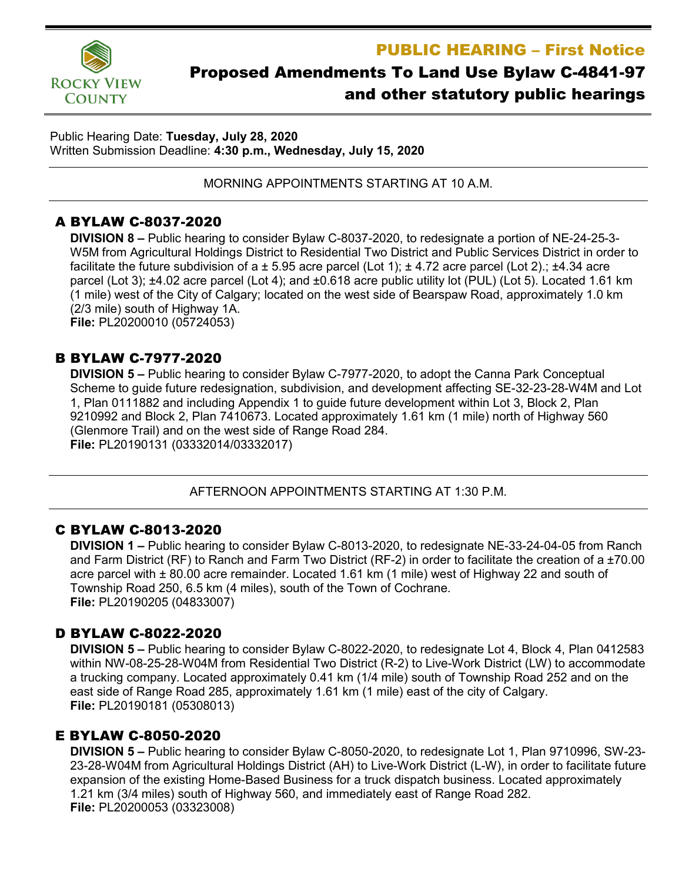Rocky View County

# PUBLIC HEARING – First Notice

## Proposed Amendments To Land Use Bylaw C-4841-97 and other statutory public hearings

Public Hearing Date: **Tuesday, July 28, 2020**
Written Submission Deadline: **4:30 p.m., Wednesday, July 15, 2020**

---

MORNING APPOINTMENTS STARTING AT 10 A.M.

---

### A BYLAW C-8037-2020

**DIVISION 8 –** Public hearing to consider Bylaw C-8037-2020, to redesignate a portion of NE-24-25-3-W5M from Agricultural Holdings District to Residential Two District and Public Services District in order to facilitate the future subdivision of a ± 5.95 acre parcel (Lot 1); ± 4.72 acre parcel (Lot 2).; ±4.34 acre parcel (Lot 3); ±4.02 acre parcel (Lot 4); and ±0.618 acre public utility lot (PUL) (Lot 5). Located 1.61 km (1 mile) west of the City of Calgary; located on the west side of Bearspaw Road, approximately 1.0 km (2/3 mile) south of Highway 1A.
**File:** PL20200010 (05724053)

### B BYLAW C-7977-2020

**DIVISION 5 –** Public hearing to consider Bylaw C-7977-2020, to adopt the Canna Park Conceptual Scheme to guide future redesignation, subdivision, and development affecting SE-32-23-28-W4M and Lot 1, Plan 0111882 and including Appendix 1 to guide future development within Lot 3, Block 2, Plan 9210992 and Block 2, Plan 7410673. Located approximately 1.61 km (1 mile) north of Highway 560 (Glenmore Trail) and on the west side of Range Road 284.
**File:** PL20190131 (03332014/03332017)

---

AFTERNOON APPOINTMENTS STARTING AT 1:30 P.M.

---

### C BYLAW C-8013-2020

**DIVISION 1 –** Public hearing to consider Bylaw C-8013-2020, to redesignate NE-33-24-04-05 from Ranch and Farm District (RF) to Ranch and Farm Two District (RF-2) in order to facilitate the creation of a ±70.00 acre parcel with ± 80.00 acre remainder. Located 1.61 km (1 mile) west of Highway 22 and south of Township Road 250, 6.5 km (4 miles), south of the Town of Cochrane.
**File:** PL20190205 (04833007)

### D BYLAW C-8022-2020

**DIVISION 5 –** Public hearing to consider Bylaw C-8022-2020, to redesignate Lot 4, Block 4, Plan 0412583 within NW-08-25-28-W04M from Residential Two District (R-2) to Live-Work District (LW) to accommodate a trucking company. Located approximately 0.41 km (1/4 mile) south of Township Road 252 and on the east side of Range Road 285, approximately 1.61 km (1 mile) east of the city of Calgary.
**File:** PL20190181 (05308013)

### E BYLAW C-8050-2020

**DIVISION 5 –** Public hearing to consider Bylaw C-8050-2020, to redesignate Lot 1, Plan 9710996, SW-23-23-28-W04M from Agricultural Holdings District (AH) to Live-Work District (L-W), in order to facilitate future expansion of the existing Home-Based Business for a truck dispatch business. Located approximately 1.21 km (3/4 miles) south of Highway 560, and immediately east of Range Road 282.
**File:** PL20200053 (03323008)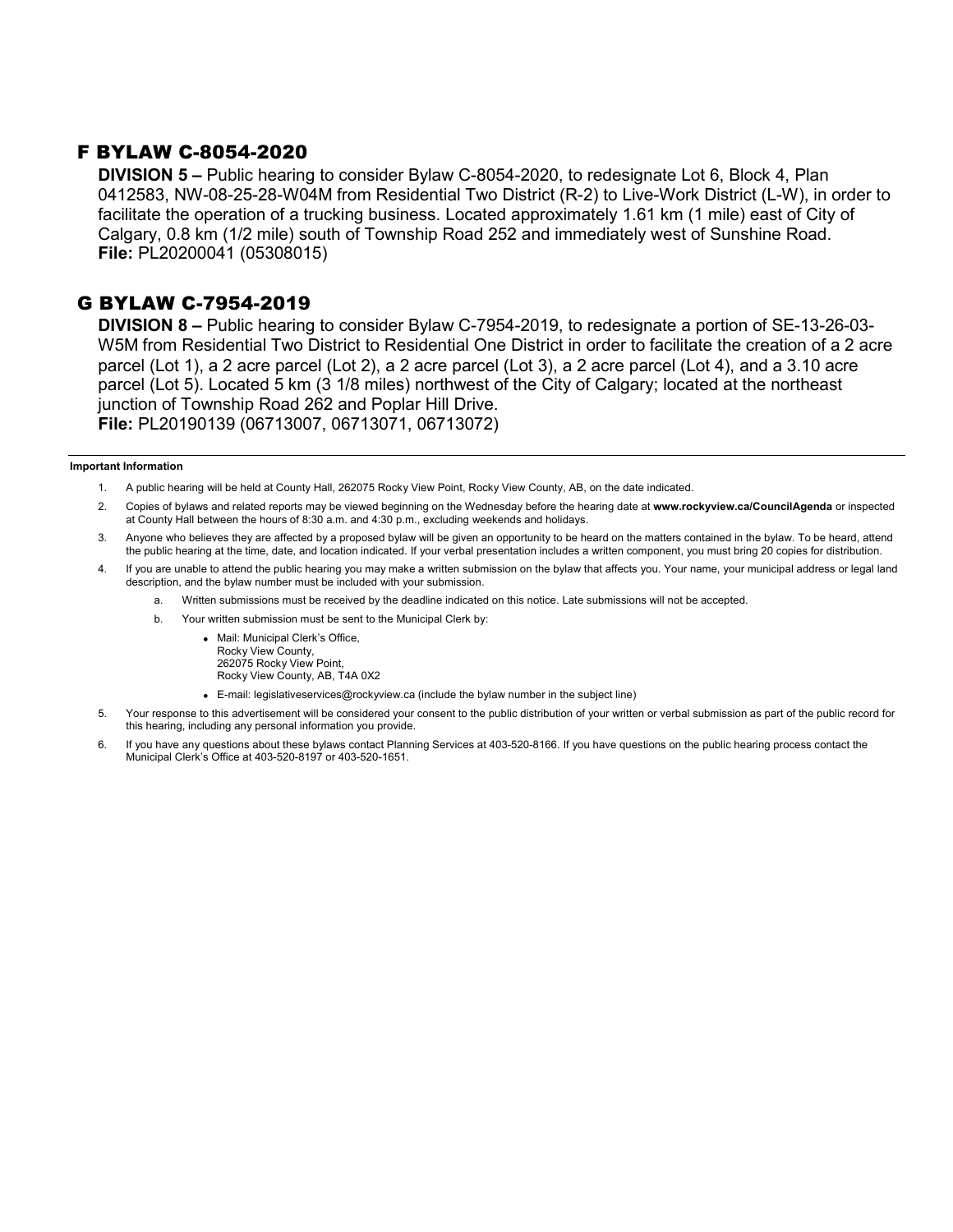## F BYLAW C-8054-2020

**DIVISION 5 –** Public hearing to consider Bylaw C-8054-2020, to redesignate Lot 6, Block 4, Plan 0412583, NW-08-25-28-W04M from Residential Two District (R-2) to Live-Work District (L-W), in order to facilitate the operation of a trucking business. Located approximately 1.61 km (1 mile) east of City of Calgary, 0.8 km (1/2 mile) south of Township Road 252 and immediately west of Sunshine Road.
**File:** PL20200041 (05308015)

## G BYLAW C-7954-2019

**DIVISION 8 –** Public hearing to consider Bylaw C-7954-2019, to redesignate a portion of SE-13-26-03-W5M from Residential Two District to Residential One District in order to facilitate the creation of a 2 acre parcel (Lot 1), a 2 acre parcel (Lot 2), a 2 acre parcel (Lot 3), a 2 acre parcel (Lot 4), and a 3.10 acre parcel (Lot 5). Located 5 km (3 1/8 miles) northwest of the City of Calgary; located at the northeast junction of Township Road 262 and Poplar Hill Drive.
**File:** PL20190139 (06713007, 06713071, 06713072)

---

**Important Information**

1. A public hearing will be held at County Hall, 262075 Rocky View Point, Rocky View County, AB, on the date indicated.
2. Copies of bylaws and related reports may be viewed beginning on the Wednesday before the hearing date at **www.rockyview.ca/CouncilAgenda** or inspected at County Hall between the hours of 8:30 a.m. and 4:30 p.m., excluding weekends and holidays.
3. Anyone who believes they are affected by a proposed bylaw will be given an opportunity to be heard on the matters contained in the bylaw. To be heard, attend the public hearing at the time, date, and location indicated. If your verbal presentation includes a written component, you must bring 20 copies for distribution.
4. If you are unable to attend the public hearing you may make a written submission on the bylaw that affects you. Your name, your municipal address or legal land description, and the bylaw number must be included with your submission.
   a. Written submissions must be received by the deadline indicated on this notice. Late submissions will not be accepted.
   b. Your written submission must be sent to the Municipal Clerk by:
      - Mail: Municipal Clerk's Office,
        Rocky View County,
        262075 Rocky View Point,
        Rocky View County, AB, T4A 0X2
      - E-mail: legislativeservices@rockyview.ca (include the bylaw number in the subject line)
5. Your response to this advertisement will be considered your consent to the public distribution of your written or verbal submission as part of the public record for this hearing, including any personal information you provide.
6. If you have any questions about these bylaws contact Planning Services at 403-520-8166. If you have questions on the public hearing process contact the Municipal Clerk's Office at 403-520-8197 or 403-520-1651.